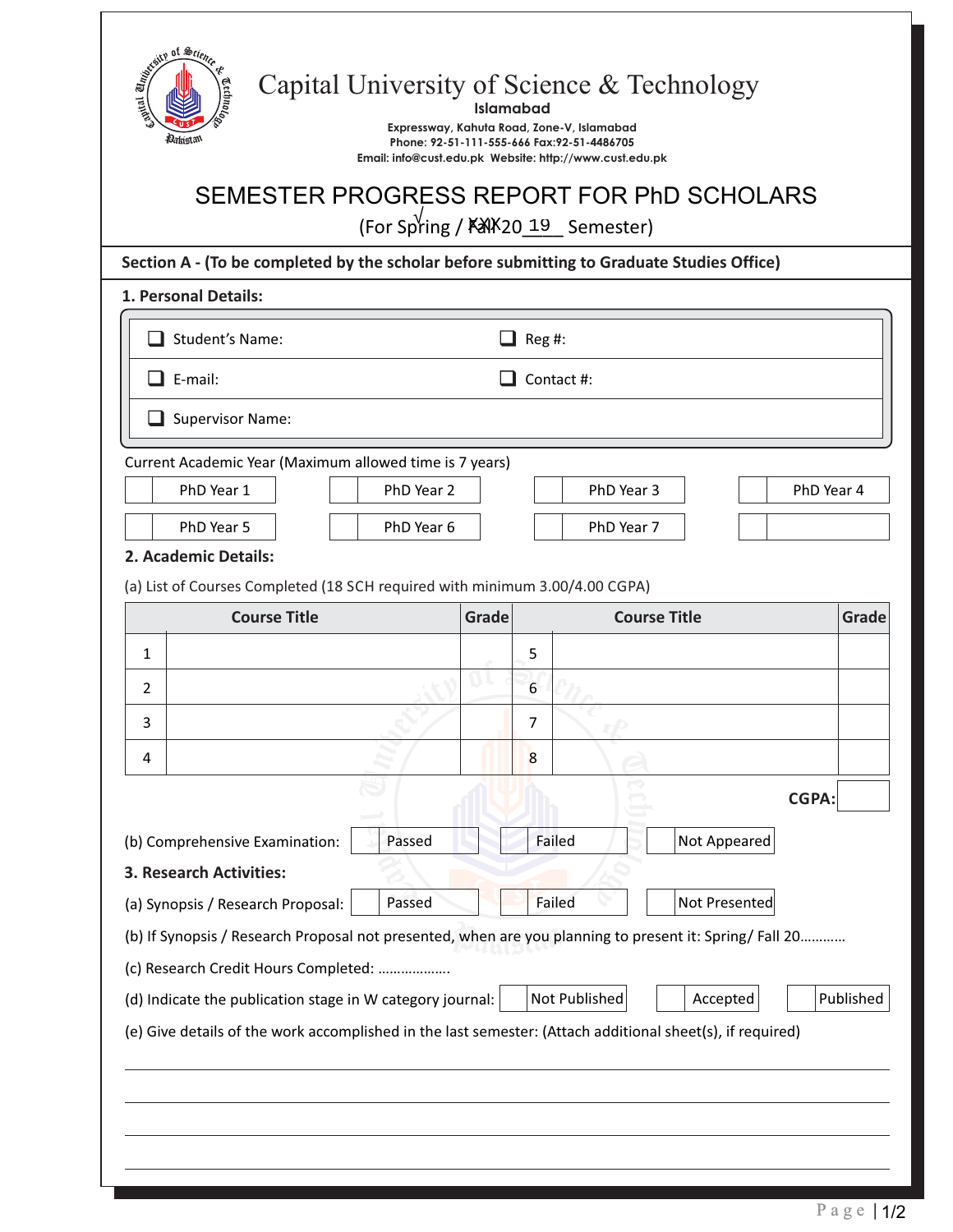# Capital University of Science & Technology

**Islamabad**

**Expressway, Kahuta Road, Zone-V, Islamabad**
**Phone: 92-51-111-555-666 Fax:92-51-4486705**
**Email: info@cust.edu.pk Website: http://www.cust.edu.pk**

## SEMESTER PROGRESS REPORT FOR PhD SCHOLARS

(For Spring √ / ~~Fall~~ 20 19 Semester)

**Section A - (To be completed by the scholar before submitting to Graduate Studies Office)**

**1. Personal Details:**

| | |
|---|---|
| ❑ Student's Name: | ❑ Reg #: |
| ❑ E-mail: | ❑ Contact #: |
| ❑ Supervisor Name: | |

Current Academic Year (Maximum allowed time is 7 years)

| | | | | | | | |
|---|---|---|---|---|---|---|---|
| | PhD Year 1 | | PhD Year 2 | | PhD Year 3 | | PhD Year 4 |
| | PhD Year 5 | | PhD Year 6 | | PhD Year 7 | | |

**2. Academic Details:**

(a) List of Courses Completed (18 SCH required with minimum 3.00/4.00 CGPA)

| | Course Title | Grade | | Course Title | Grade |
|---|---|---|---|---|---|
| 1 | | | 5 | | |
| 2 | | | 6 | | |
| 3 | | | 7 | | |
| 4 | | | 8 | | |

**CGPA:**

(b) Comprehensive Examination: ☐ Passed ☐ Failed ☐ Not Appeared

**3. Research Activities:**

(a) Synopsis / Research Proposal: ☐ Passed ☐ Failed ☐ Not Presented

(b) If Synopsis / Research Proposal not presented, when are you planning to present it: Spring/ Fall 20…………

(c) Research Credit Hours Completed: ……………….

(d) Indicate the publication stage in W category journal: ☐ Not Published ☐ Accepted ☐ Published

(e) Give details of the work accomplished in the last semester: (Attach additional sheet(s), if required)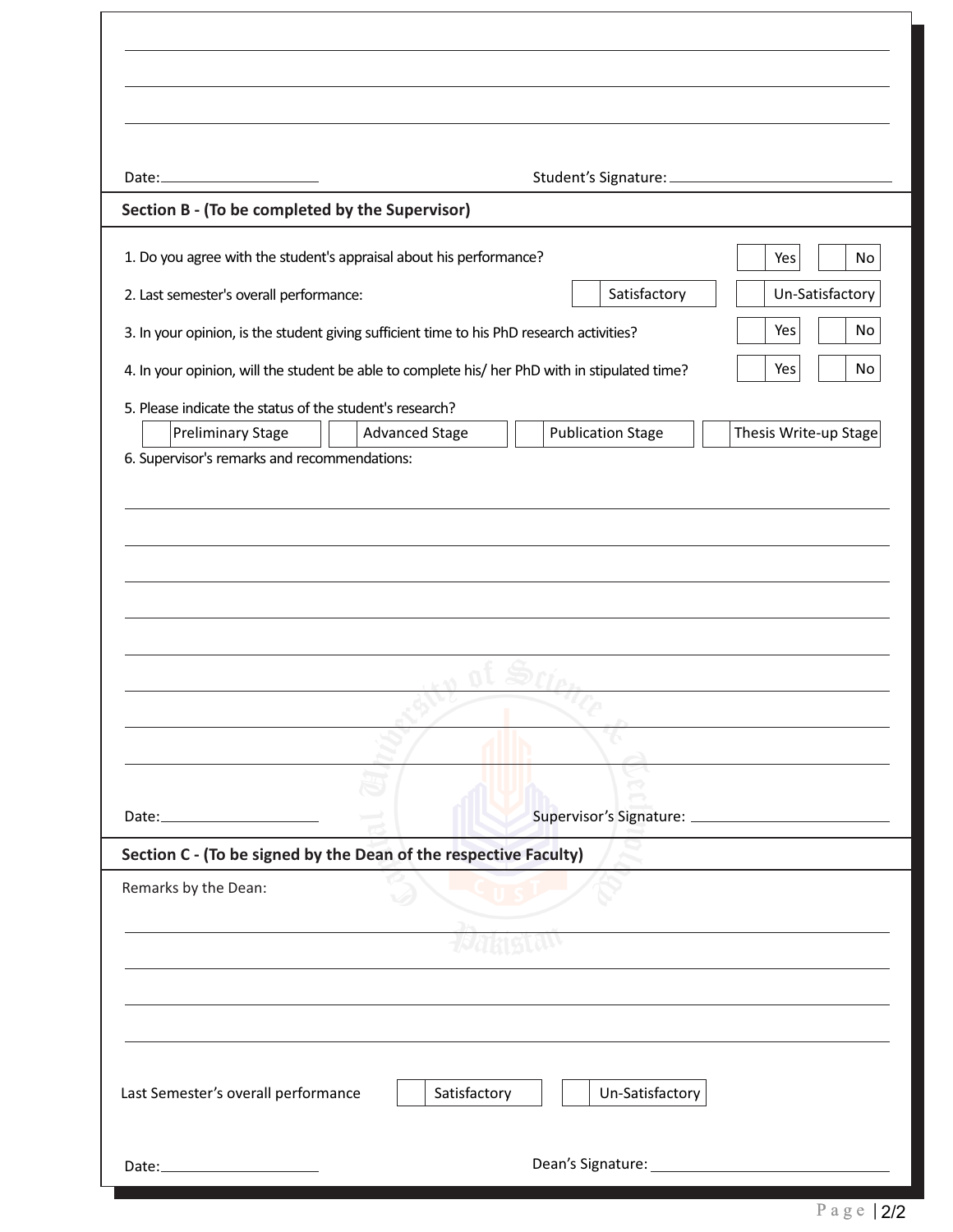Date: ____________________ Student's Signature: ____________________

## Section B - (To be completed by the Supervisor)

1. Do you agree with the student's appraisal about his performance? ☐ Yes ☐ No

2. Last semester's overall performance: ☐ Satisfactory ☐ Un-Satisfactory

3. In your opinion, is the student giving sufficient time to his PhD research activities? ☐ Yes ☐ No

4. In your opinion, will the student be able to complete his/ her PhD with in stipulated time? ☐ Yes ☐ No

5. Please indicate the status of the student's research?

   ☐ Preliminary Stage ☐ Advanced Stage ☐ Publication Stage ☐ Thesis Write-up Stage

6. Supervisor's remarks and recommendations:

Date: ____________________ Supervisor's Signature: ____________________

## Section C - (To be signed by the Dean of the respective Faculty)

Remarks by the Dean:

Last Semester's overall performance ☐ Satisfactory ☐ Un-Satisfactory

Date: ____________________ Dean's Signature: ____________________